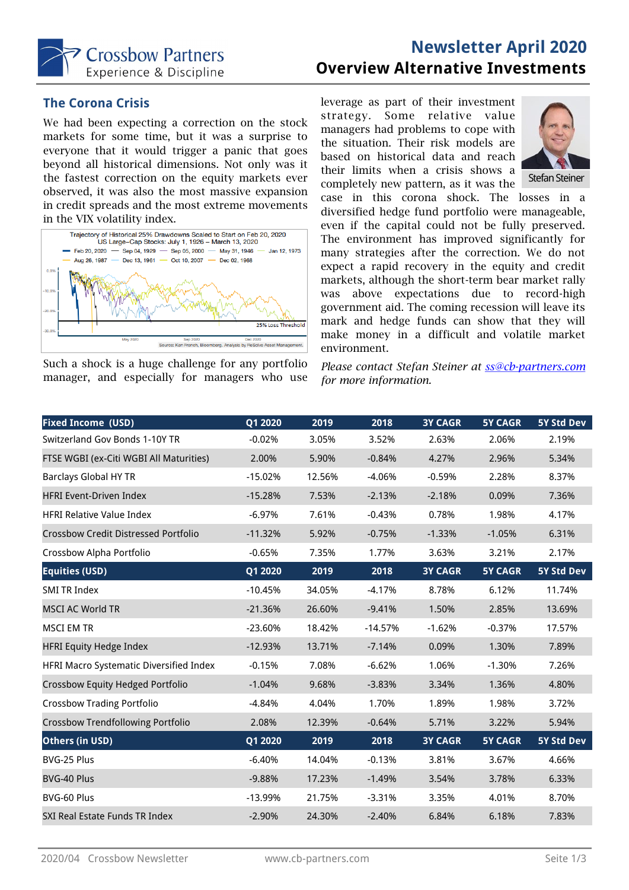# Newsletter April 2020

## Overview Alternative Investments

### The Corona Crisis

We had been expecting a correction on the stock markets for some time, but it was a surprise to everyone that it would trigger a panic that goes beyond all historical dimensions. Not only was it the fastest correction on the equity markets ever observed, it was also the most massive expansion in credit spreads and the most extreme movements in the VIX volatility index.

Trajectory of Historical 25% Drawdowns Scaled to Start on Feb 20, 2020
US Large-Cap Stocks: July 1, 1926 – March 13, 2020

Source: Ken French, Bloomberg. Analysis by ReSolve Asset Management.

Such a shock is a huge challenge for any portfolio manager, and especially for managers who use leverage as part of their investment strategy. Some relative value managers had problems to cope with the situation. Their risk models are based on historical data and reach their limits when a crisis shows a completely new pattern, as it was the case in this corona shock. The losses in a diversified hedge fund portfolio were manageable, even if the capital could not be fully preserved. The environment has improved significantly for many strategies after the correction. We do not expect a rapid recovery in the equity and credit markets, although the short-term bear market rally was above expectations due to record-high government aid. The coming recession will leave its mark and hedge funds can show that they will make money in a difficult and volatile market environment.

Stefan Steiner

*Please contact Stefan Steiner at ss@cb-partners.com for more information.*

| Fixed Income (USD) | Q1 2020 | 2019 | 2018 | 3Y CAGR | 5Y CAGR | 5Y Std Dev |
|---|---|---|---|---|---|---|
| Switzerland Gov Bonds 1-10Y TR | -0.02% | 3.05% | 3.52% | 2.63% | 2.06% | 2.19% |
| FTSE WGBI (ex-Citi WGBI All Maturities) | 2.00% | 5.90% | -0.84% | 4.27% | 2.96% | 5.34% |
| Barclays Global HY TR | -15.02% | 12.56% | -4.06% | -0.59% | 2.28% | 8.37% |
| HFRI Event-Driven Index | -15.28% | 7.53% | -2.13% | -2.18% | 0.09% | 7.36% |
| HFRI Relative Value Index | -6.97% | 7.61% | -0.43% | 0.78% | 1.98% | 4.17% |
| Crossbow Credit Distressed Portfolio | -11.32% | 5.92% | -0.75% | -1.33% | -1.05% | 6.31% |
| Crossbow Alpha Portfolio | -0.65% | 7.35% | 1.77% | 3.63% | 3.21% | 2.17% |
| **Equities (USD)** | **Q1 2020** | **2019** | **2018** | **3Y CAGR** | **5Y CAGR** | **5Y Std Dev** |
| SMI TR Index | -10.45% | 34.05% | -4.17% | 8.78% | 6.12% | 11.74% |
| MSCI AC World TR | -21.36% | 26.60% | -9.41% | 1.50% | 2.85% | 13.69% |
| MSCI EM TR | -23.60% | 18.42% | -14.57% | -1.62% | -0.37% | 17.57% |
| HFRI Equity Hedge Index | -12.93% | 13.71% | -7.14% | 0.09% | 1.30% | 7.89% |
| HFRI Macro Systematic Diversified Index | -0.15% | 7.08% | -6.62% | 1.06% | -1.30% | 7.26% |
| Crossbow Equity Hedged Portfolio | -1.04% | 9.68% | -3.83% | 3.34% | 1.36% | 4.80% |
| Crossbow Trading Portfolio | -4.84% | 4.04% | 1.70% | 1.89% | 1.98% | 3.72% |
| Crossbow Trendfollowing Portfolio | 2.08% | 12.39% | -0.64% | 5.71% | 3.22% | 5.94% |
| **Others (in USD)** | **Q1 2020** | **2019** | **2018** | **3Y CAGR** | **5Y CAGR** | **5Y Std Dev** |
| BVG-25 Plus | -6.40% | 14.04% | -0.13% | 3.81% | 3.67% | 4.66% |
| BVG-40 Plus | -9.88% | 17.23% | -1.49% | 3.54% | 3.78% | 6.33% |
| BVG-60 Plus | -13.99% | 21.75% | -3.31% | 3.35% | 4.01% | 8.70% |
| SXI Real Estate Funds TR Index | -2.90% | 24.30% | -2.40% | 6.84% | 6.18% | 7.83% |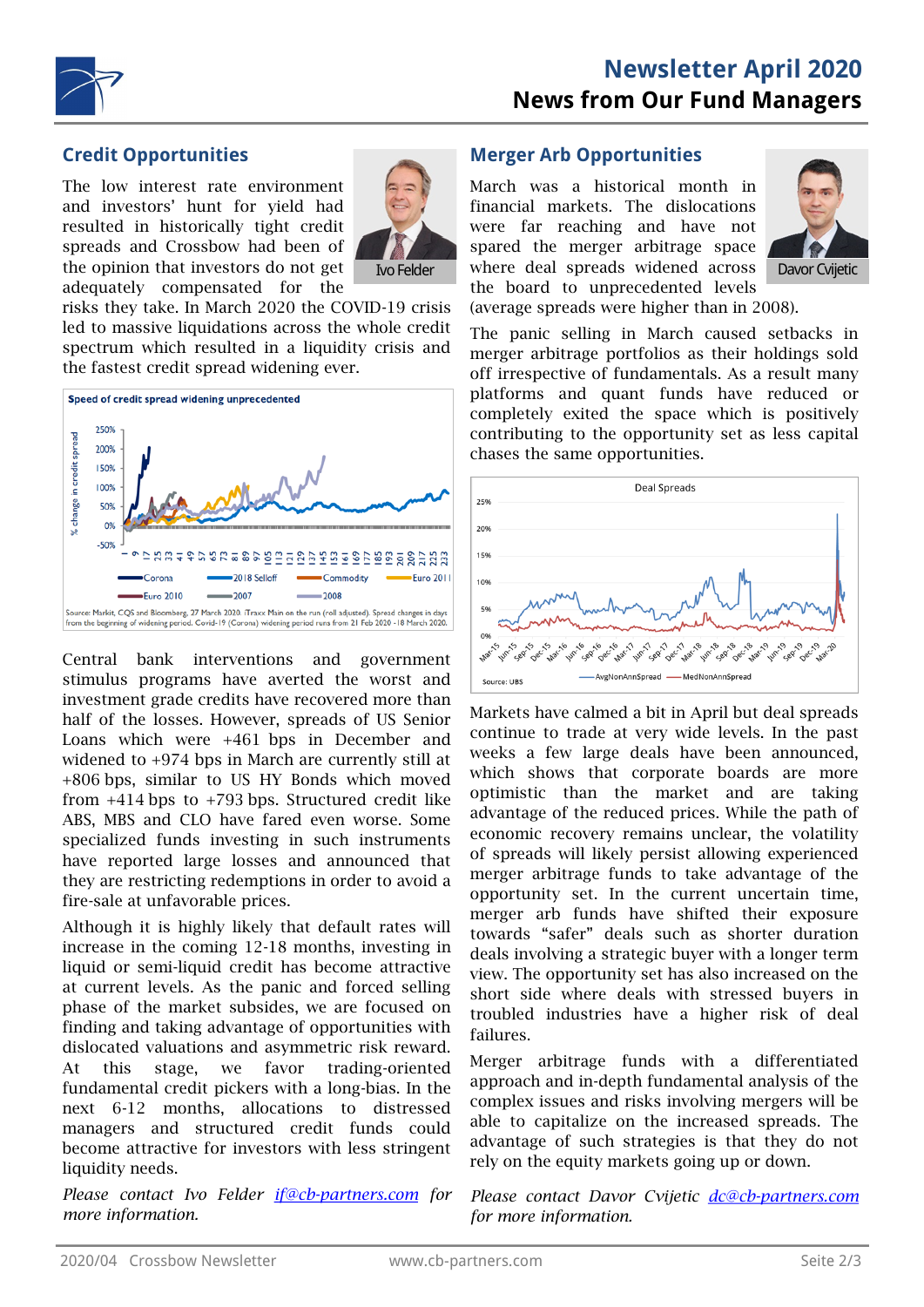# Newsletter April 2020
## News from Our Fund Managers

## Credit Opportunities

Ivo Felder

The low interest rate environment and investors' hunt for yield had resulted in historically tight credit spreads and Crossbow had been of the opinion that investors do not get adequately compensated for the risks they take. In March 2020 the COVID-19 crisis led to massive liquidations across the whole credit spectrum which resulted in a liquidity crisis and the fastest credit spread widening ever.

Speed of credit spread widening unprecedented

Source: Markit, CQS and Bloomberg, 27 March 2020. iTraxx Main on the run (roll adjusted). Spread changes in days from the beginning of widening period. Covid-19 (Corona) widening period runs from 21 Feb 2020 - 18 March 2020.

Central bank interventions and government stimulus programs have averted the worst and investment grade credits have recovered more than half of the losses. However, spreads of US Senior Loans which were +461 bps in December and widened to +974 bps in March are currently still at +806 bps, similar to US HY Bonds which moved from +414 bps to +793 bps. Structured credit like ABS, MBS and CLO have fared even worse. Some specialized funds investing in such instruments have reported large losses and announced that they are restricting redemptions in order to avoid a fire-sale at unfavorable prices.

Although it is highly likely that default rates will increase in the coming 12-18 months, investing in liquid or semi-liquid credit has become attractive at current levels. As the panic and forced selling phase of the market subsides, we are focused on finding and taking advantage of opportunities with dislocated valuations and asymmetric risk reward. At this stage, we favor trading-oriented fundamental credit pickers with a long-bias. In the next 6-12 months, allocations to distressed managers and structured credit funds could become attractive for investors with less stringent liquidity needs.

*Please contact Ivo Felder if@cb-partners.com for more information.*

## Merger Arb Opportunities

Davor Cvijetic

March was a historical month in financial markets. The dislocations were far reaching and have not spared the merger arbitrage space where deal spreads widened across the board to unprecedented levels (average spreads were higher than in 2008).

The panic selling in March caused setbacks in merger arbitrage portfolios as their holdings sold off irrespective of fundamentals. As a result many platforms and quant funds have reduced or completely exited the space which is positively contributing to the opportunity set as less capital chases the same opportunities.

Deal Spreads

Source: UBS

Markets have calmed a bit in April but deal spreads continue to trade at very wide levels. In the past weeks a few large deals have been announced, which shows that corporate boards are more optimistic than the market and are taking advantage of the reduced prices. While the path of economic recovery remains unclear, the volatility of spreads will likely persist allowing experienced merger arbitrage funds to take advantage of the opportunity set. In the current uncertain time, merger arb funds have shifted their exposure towards "safer" deals such as shorter duration deals involving a strategic buyer with a longer term view. The opportunity set has also increased on the short side where deals with stressed buyers in troubled industries have a higher risk of deal failures.

Merger arbitrage funds with a differentiated approach and in-depth fundamental analysis of the complex issues and risks involving mergers will be able to capitalize on the increased spreads. The advantage of such strategies is that they do not rely on the equity markets going up or down.

*Please contact Davor Cvijetic dc@cb-partners.com for more information.*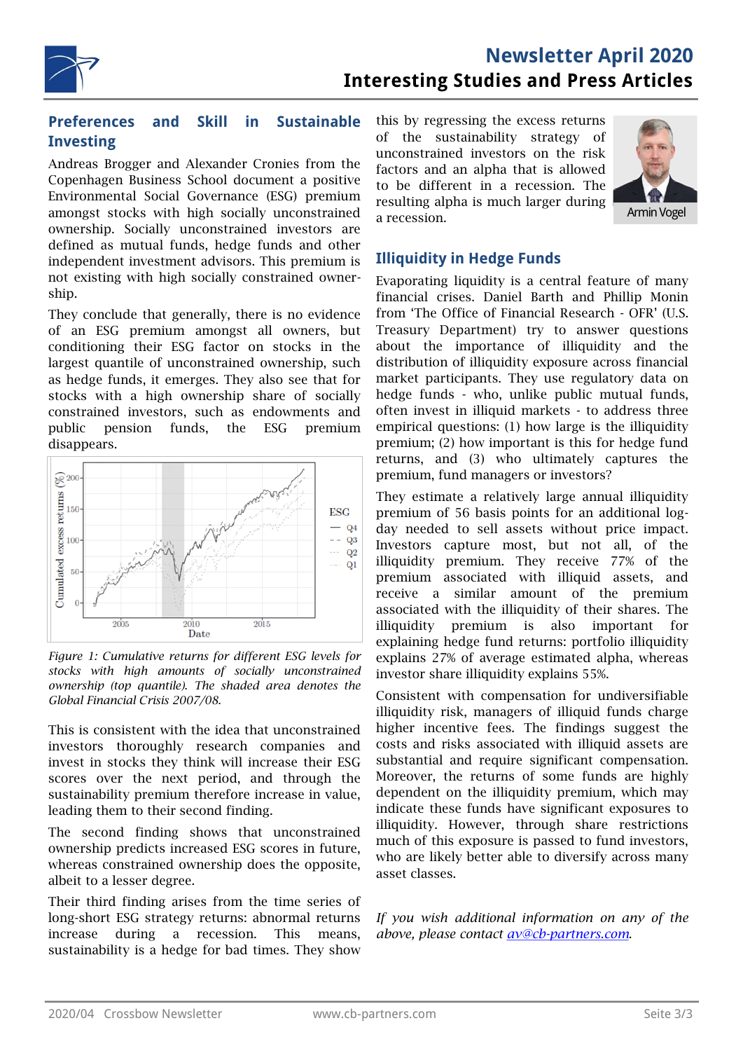## Preferences and Skill in Sustainable Investing

Andreas Brogger and Alexander Cronies from the Copenhagen Business School document a positive Environmental Social Governance (ESG) premium amongst stocks with high socially unconstrained ownership. Socially unconstrained investors are defined as mutual funds, hedge funds and other independent investment advisors. This premium is not existing with high socially constrained ownership.

They conclude that generally, there is no evidence of an ESG premium amongst all owners, but conditioning their ESG factor on stocks in the largest quantile of unconstrained ownership, such as hedge funds, it emerges. They also see that for stocks with a high ownership share of socially constrained investors, such as endowments and public pension funds, the ESG premium disappears.

Cumulated excess returns (%)
200
150
100
50
0
2005
2010
2015
Date
ESG
Q4
Q3
Q2
Q1

*Figure 1: Cumulative returns for different ESG levels for stocks with high amounts of socially unconstrained ownership (top quantile). The shaded area denotes the Global Financial Crisis 2007/08.*

This is consistent with the idea that unconstrained investors thoroughly research companies and invest in stocks they think will increase their ESG scores over the next period, and through the sustainability premium therefore increase in value, leading them to their second finding.

The second finding shows that unconstrained ownership predicts increased ESG scores in future, whereas constrained ownership does the opposite, albeit to a lesser degree.

Their third finding arises from the time series of long-short ESG strategy returns: abnormal returns increase during a recession. This means, sustainability is a hedge for bad times. They show this by regressing the excess returns of the sustainability strategy of unconstrained investors on the risk factors and an alpha that is allowed to be different in a recession. The resulting alpha is much larger during a recession.

Armin Vogel

## Illiquidity in Hedge Funds

Evaporating liquidity is a central feature of many financial crises. Daniel Barth and Phillip Monin from 'The Office of Financial Research - OFR' (U.S. Treasury Department) try to answer questions about the importance of illiquidity and the distribution of illiquidity exposure across financial market participants. They use regulatory data on hedge funds - who, unlike public mutual funds, often invest in illiquid markets - to address three empirical questions: (1) how large is the illiquidity premium; (2) how important is this for hedge fund returns, and (3) who ultimately captures the premium, fund managers or investors?

They estimate a relatively large annual illiquidity premium of 56 basis points for an additional log-day needed to sell assets without price impact. Investors capture most, but not all, of the illiquidity premium. They receive 77% of the premium associated with illiquid assets, and receive a similar amount of the premium associated with the illiquidity of their shares. The illiquidity premium is also important for explaining hedge fund returns: portfolio illiquidity explains 27% of average estimated alpha, whereas investor share illiquidity explains 55%.

Consistent with compensation for undiversifiable illiquidity risk, managers of illiquid funds charge higher incentive fees. The findings suggest the costs and risks associated with illiquid assets are substantial and require significant compensation. Moreover, the returns of some funds are highly dependent on the illiquidity premium, which may indicate these funds have significant exposures to illiquidity. However, through share restrictions much of this exposure is passed to fund investors, who are likely better able to diversify across many asset classes.

*If you wish additional information on any of the above, please contact [av@cb-partners.com](mailto:av@cb-partners.com).*